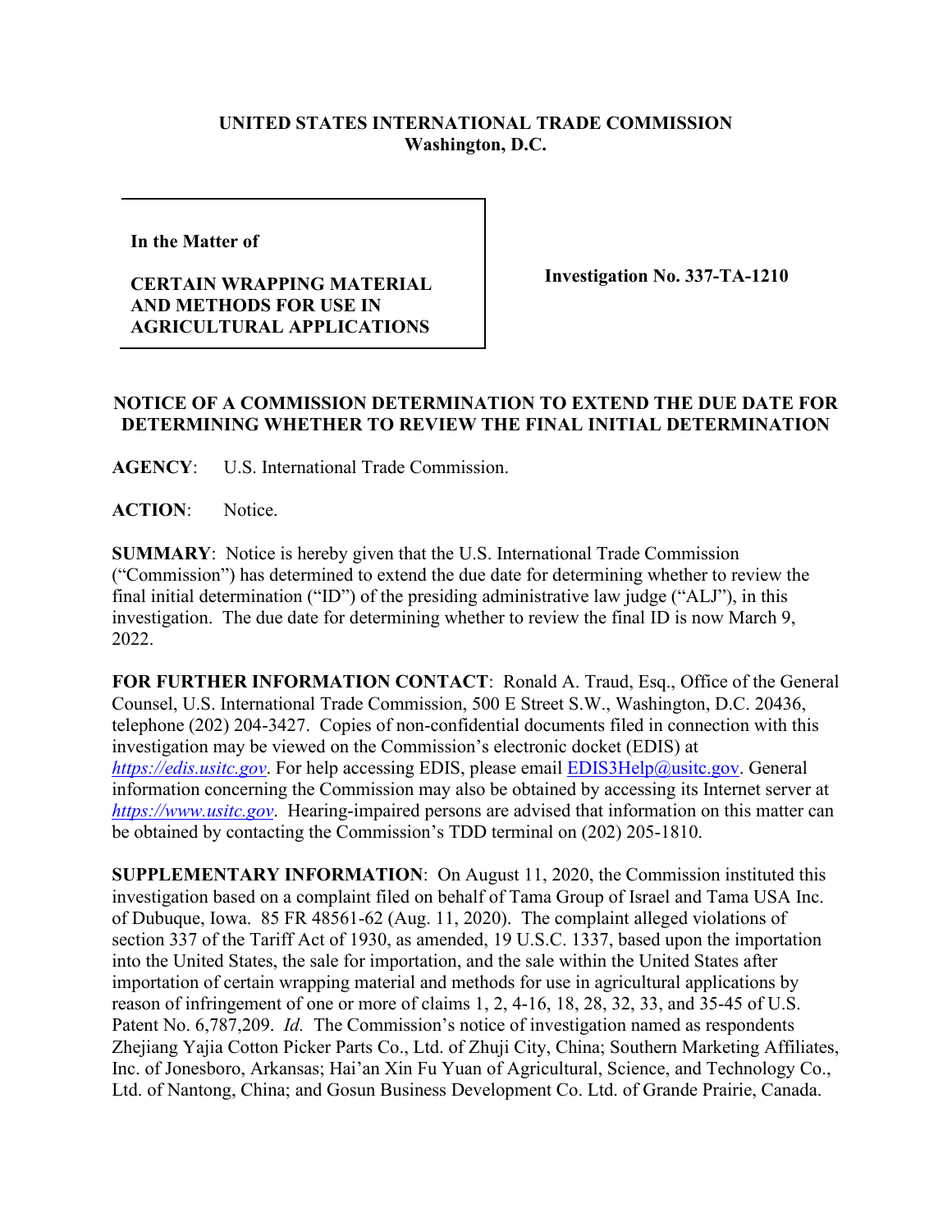**UNITED STATES INTERNATIONAL TRADE COMMISSION**
**Washington, D.C.**

| **In the Matter of**<br><br>**CERTAIN WRAPPING MATERIAL AND METHODS FOR USE IN AGRICULTURAL APPLICATIONS** | **Investigation No. 337-TA-1210** |
|---|---|

**NOTICE OF A COMMISSION DETERMINATION TO EXTEND THE DUE DATE FOR DETERMINING WHETHER TO REVIEW THE FINAL INITIAL DETERMINATION**

**AGENCY**: U.S. International Trade Commission.

**ACTION**: Notice.

**SUMMARY**: Notice is hereby given that the U.S. International Trade Commission ("Commission") has determined to extend the due date for determining whether to review the final initial determination ("ID") of the presiding administrative law judge ("ALJ"), in this investigation. The due date for determining whether to review the final ID is now March 9, 2022.

**FOR FURTHER INFORMATION CONTACT**: Ronald A. Traud, Esq., Office of the General Counsel, U.S. International Trade Commission, 500 E Street S.W., Washington, D.C. 20436, telephone (202) 204-3427. Copies of non-confidential documents filed in connection with this investigation may be viewed on the Commission's electronic docket (EDIS) at *https://edis.usitc.gov*. For help accessing EDIS, please email EDIS3Help@usitc.gov. General information concerning the Commission may also be obtained by accessing its Internet server at *https://www.usitc.gov*. Hearing-impaired persons are advised that information on this matter can be obtained by contacting the Commission's TDD terminal on (202) 205-1810.

**SUPPLEMENTARY INFORMATION**: On August 11, 2020, the Commission instituted this investigation based on a complaint filed on behalf of Tama Group of Israel and Tama USA Inc. of Dubuque, Iowa. 85 FR 48561-62 (Aug. 11, 2020). The complaint alleged violations of section 337 of the Tariff Act of 1930, as amended, 19 U.S.C. 1337, based upon the importation into the United States, the sale for importation, and the sale within the United States after importation of certain wrapping material and methods for use in agricultural applications by reason of infringement of one or more of claims 1, 2, 4-16, 18, 28, 32, 33, and 35-45 of U.S. Patent No. 6,787,209. *Id.* The Commission's notice of investigation named as respondents Zhejiang Yajia Cotton Picker Parts Co., Ltd. of Zhuji City, China; Southern Marketing Affiliates, Inc. of Jonesboro, Arkansas; Hai'an Xin Fu Yuan of Agricultural, Science, and Technology Co., Ltd. of Nantong, China; and Gosun Business Development Co. Ltd. of Grande Prairie, Canada.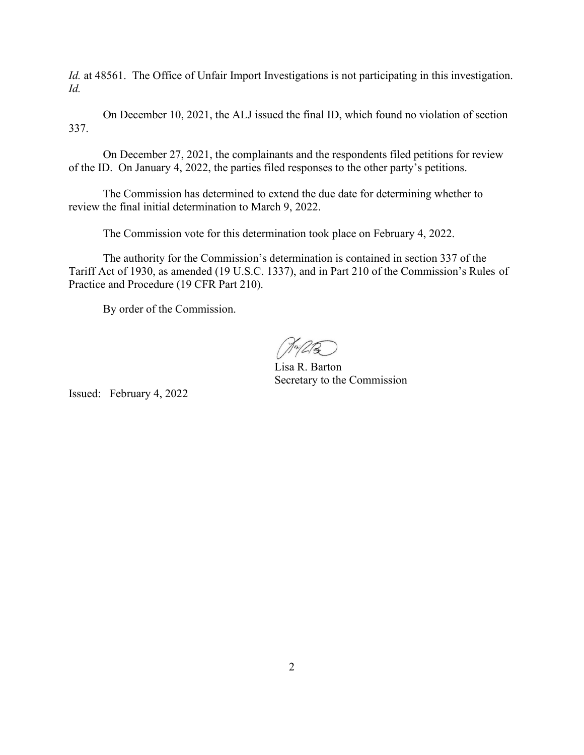*Id.* at 48561. The Office of Unfair Import Investigations is not participating in this investigation. *Id.*

On December 10, 2021, the ALJ issued the final ID, which found no violation of section 337.

On December 27, 2021, the complainants and the respondents filed petitions for review of the ID. On January 4, 2022, the parties filed responses to the other party's petitions.

The Commission has determined to extend the due date for determining whether to review the final initial determination to March 9, 2022.

The Commission vote for this determination took place on February 4, 2022.

The authority for the Commission's determination is contained in section 337 of the Tariff Act of 1930, as amended (19 U.S.C. 1337), and in Part 210 of the Commission's Rules of Practice and Procedure (19 CFR Part 210).

By order of the Commission.

Lisa R. Barton
Secretary to the Commission

Issued: February 4, 2022